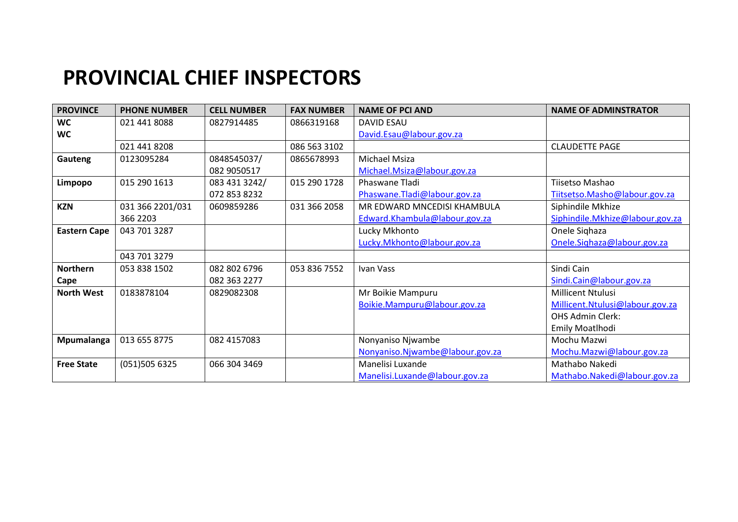# PROVINCIAL CHIEF INSPECTORS

| PROVINCE | PHONE NUMBER | CELL NUMBER | FAX NUMBER | NAME OF PCI AND | NAME OF ADMINSTRATOR |
|---|---|---|---|---|---|
| **WC** **WC** | 021 441 8088 | 0827914485 | 0866319168 | DAVID ESAU David.Esau@labour.gov.za | |
| | 021 441 8208 | | 086 563 3102 | | CLAUDETTE PAGE |
| **Gauteng** | 0123095284 | 0848545037/ 082 9050517 | 0865678993 | Michael Msiza Michael.Msiza@labour.gov.za | |
| **Limpopo** | 015 290 1613 | 083 431 3242/ 072 853 8232 | 015 290 1728 | Phaswane Tladi Phaswane.Tladi@labour.gov.za | Tiisetso Mashao Tiitsetso.Masho@labour.gov.za |
| **KZN** | 031 366 2201/031 366 2203 | 0609859286 | 031 366 2058 | MR EDWARD MNCEDISI KHAMBULA Edward.Khambula@labour.gov.za | Siphindile Mkhize Siphindile.Mkhize@labour.gov.za |
| **Eastern Cape** | 043 701 3287 | | | Lucky Mkhonto Lucky.Mkhonto@labour.gov.za | Onele Siqhaza Onele.Siqhaza@labour.gov.za |
| | 043 701 3279 | | | | |
| **Northern Cape** | 053 838 1502 | 082 802 6796 082 363 2277 | 053 836 7552 | Ivan Vass | Sindi Cain Sindi.Cain@labour.gov.za |
| **North West** | 0183878104 | 0829082308 | | Mr Boikie Mampuru Boikie.Mampuru@labour.gov.za | Millicent Ntulusi Millicent.Ntulusi@labour.gov.za OHS Admin Clerk: Emily Moatlhodi |
| **Mpumalanga** | 013 655 8775 | 082 4157083 | | Nonyaniso Njwambe Nonyaniso.Njwambe@labour.gov.za | Mochu Mazwi Mochu.Mazwi@labour.gov.za |
| **Free State** | (051)505 6325 | 066 304 3469 | | Manelisi Luxande Manelisi.Luxande@labour.gov.za | Mathabo Nakedi Mathabo.Nakedi@labour.gov.za |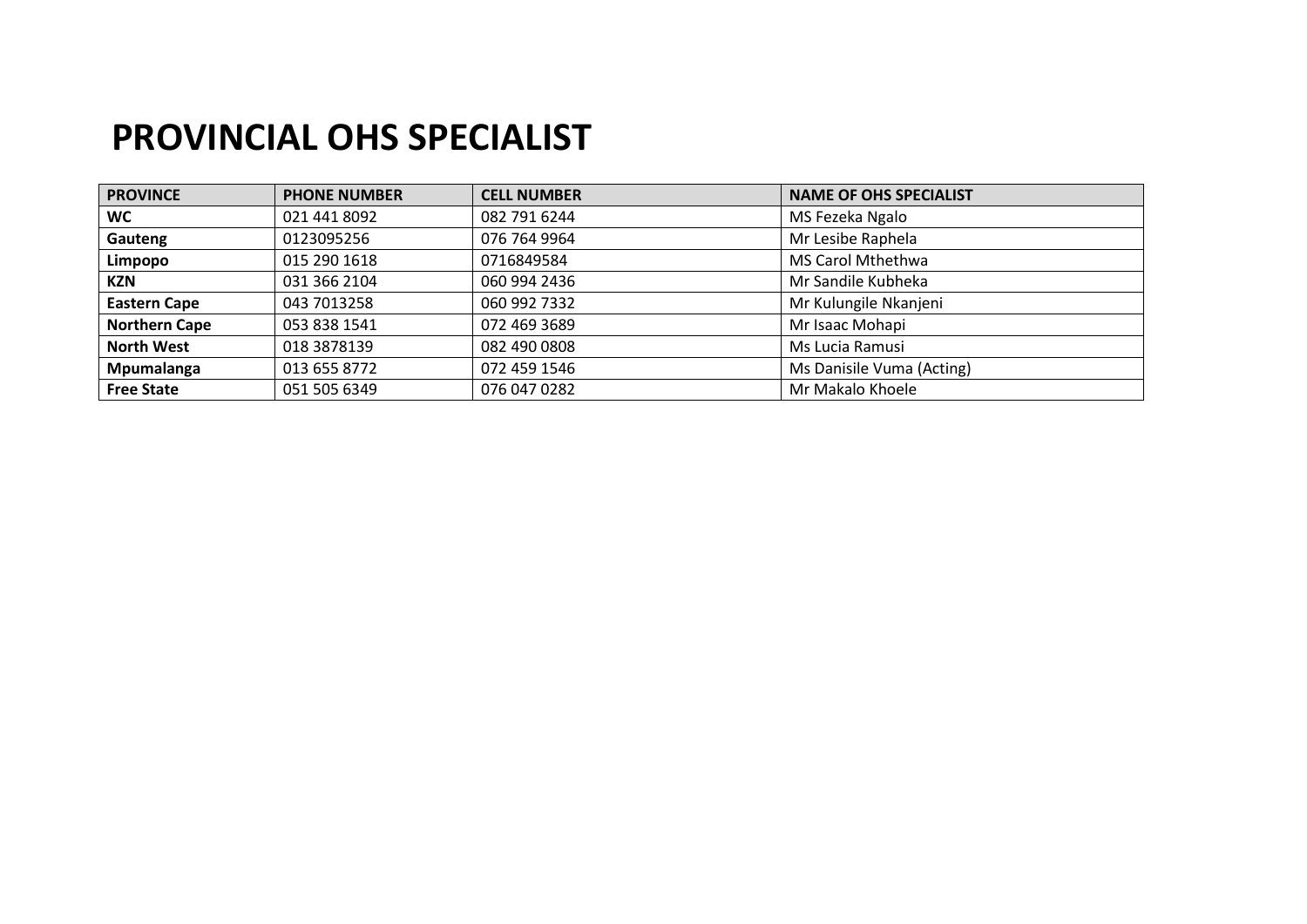# PROVINCIAL OHS SPECIALIST

| PROVINCE | PHONE NUMBER | CELL NUMBER | NAME OF OHS SPECIALIST |
|---|---|---|---|
| **WC** | 021 441 8092 | 082 791 6244 | MS Fezeka Ngalo |
| **Gauteng** | 0123095256 | 076 764 9964 | Mr Lesibe Raphela |
| **Limpopo** | 015 290 1618 | 0716849584 | MS Carol Mthethwa |
| **KZN** | 031 366 2104 | 060 994 2436 | Mr Sandile Kubheka |
| **Eastern Cape** | 043 7013258 | 060 992 7332 | Mr Kulungile Nkanjeni |
| **Northern Cape** | 053 838 1541 | 072 469 3689 | Mr Isaac Mohapi |
| **North West** | 018 3878139 | 082 490 0808 | Ms Lucia Ramusi |
| **Mpumalanga** | 013 655 8772 | 072 459 1546 | Ms Danisile Vuma (Acting) |
| **Free State** | 051 505 6349 | 076 047 0282 | Mr Makalo Khoele |